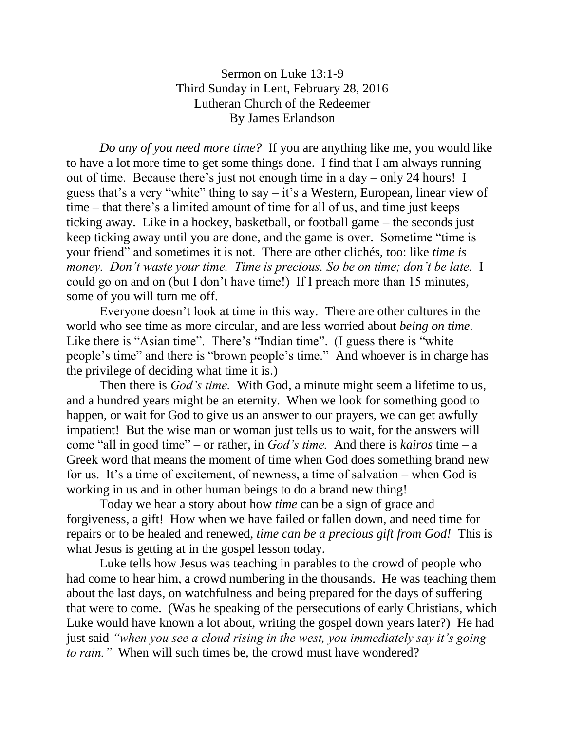Sermon on Luke 13:1-9
Third Sunday in Lent, February 28, 2016
Lutheran Church of the Redeemer
By James Erlandson

*Do any of you need more time?* If you are anything like me, you would like to have a lot more time to get some things done. I find that I am always running out of time. Because there's just not enough time in a day – only 24 hours! I guess that's a very "white" thing to say – it's a Western, European, linear view of time – that there's a limited amount of time for all of us, and time just keeps ticking away. Like in a hockey, basketball, or football game – the seconds just keep ticking away until you are done, and the game is over. Sometime "time is your friend" and sometimes it is not. There are other clichés, too: like *time is money. Don't waste your time. Time is precious. So be on time; don't be late.* I could go on and on (but I don't have time!) If I preach more than 15 minutes, some of you will turn me off.

Everyone doesn't look at time in this way. There are other cultures in the world who see time as more circular, and are less worried about *being on time.* Like there is "Asian time". There's "Indian time". (I guess there is "white people's time" and there is "brown people's time." And whoever is in charge has the privilege of deciding what time it is.)

Then there is *God's time.* With God, a minute might seem a lifetime to us, and a hundred years might be an eternity. When we look for something good to happen, or wait for God to give us an answer to our prayers, we can get awfully impatient! But the wise man or woman just tells us to wait, for the answers will come "all in good time" – or rather, in *God's time.* And there is *kairos* time – a Greek word that means the moment of time when God does something brand new for us. It's a time of excitement, of newness, a time of salvation – when God is working in us and in other human beings to do a brand new thing!

Today we hear a story about how *time* can be a sign of grace and forgiveness, a gift! How when we have failed or fallen down, and need time for repairs or to be healed and renewed, *time can be a precious gift from God!* This is what Jesus is getting at in the gospel lesson today.

Luke tells how Jesus was teaching in parables to the crowd of people who had come to hear him, a crowd numbering in the thousands. He was teaching them about the last days, on watchfulness and being prepared for the days of suffering that were to come. (Was he speaking of the persecutions of early Christians, which Luke would have known a lot about, writing the gospel down years later?) He had just said *"when you see a cloud rising in the west, you immediately say it's going to rain."* When will such times be, the crowd must have wondered?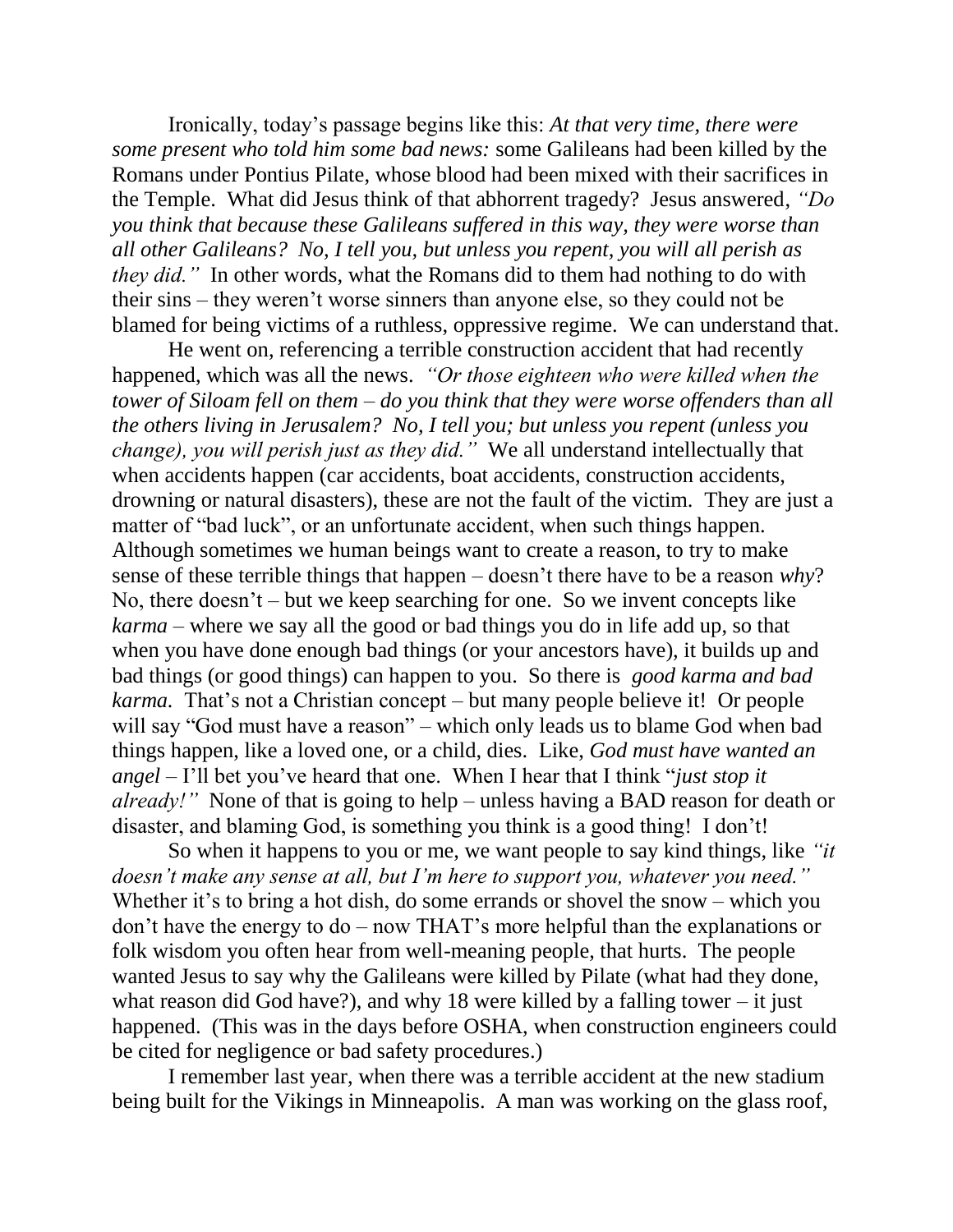Ironically, today's passage begins like this: *At that very time, there were some present who told him some bad news:* some Galileans had been killed by the Romans under Pontius Pilate, whose blood had been mixed with their sacrifices in the Temple. What did Jesus think of that abhorrent tragedy? Jesus answered, *"Do you think that because these Galileans suffered in this way, they were worse than all other Galileans? No, I tell you, but unless you repent, you will all perish as they did."* In other words, what the Romans did to them had nothing to do with their sins – they weren't worse sinners than anyone else, so they could not be blamed for being victims of a ruthless, oppressive regime. We can understand that.

He went on, referencing a terrible construction accident that had recently happened, which was all the news. *"Or those eighteen who were killed when the tower of Siloam fell on them – do you think that they were worse offenders than all the others living in Jerusalem? No, I tell you; but unless you repent (unless you change), you will perish just as they did."* We all understand intellectually that when accidents happen (car accidents, boat accidents, construction accidents, drowning or natural disasters), these are not the fault of the victim. They are just a matter of "bad luck", or an unfortunate accident, when such things happen. Although sometimes we human beings want to create a reason, to try to make sense of these terrible things that happen – doesn't there have to be a reason *why*? No, there doesn't – but we keep searching for one. So we invent concepts like *karma* – where we say all the good or bad things you do in life add up, so that when you have done enough bad things (or your ancestors have), it builds up and bad things (or good things) can happen to you. So there is *good karma and bad karma.* That's not a Christian concept – but many people believe it! Or people will say "God must have a reason" – which only leads us to blame God when bad things happen, like a loved one, or a child, dies. Like, *God must have wanted an angel* – I'll bet you've heard that one. When I hear that I think "*just stop it already!"* None of that is going to help – unless having a BAD reason for death or disaster, and blaming God, is something you think is a good thing! I don't!

So when it happens to you or me, we want people to say kind things, like *"it doesn't make any sense at all, but I'm here to support you, whatever you need."* Whether it's to bring a hot dish, do some errands or shovel the snow – which you don't have the energy to do – now THAT's more helpful than the explanations or folk wisdom you often hear from well-meaning people, that hurts. The people wanted Jesus to say why the Galileans were killed by Pilate (what had they done, what reason did God have?), and why 18 were killed by a falling tower – it just happened. (This was in the days before OSHA, when construction engineers could be cited for negligence or bad safety procedures.)

I remember last year, when there was a terrible accident at the new stadium being built for the Vikings in Minneapolis. A man was working on the glass roof,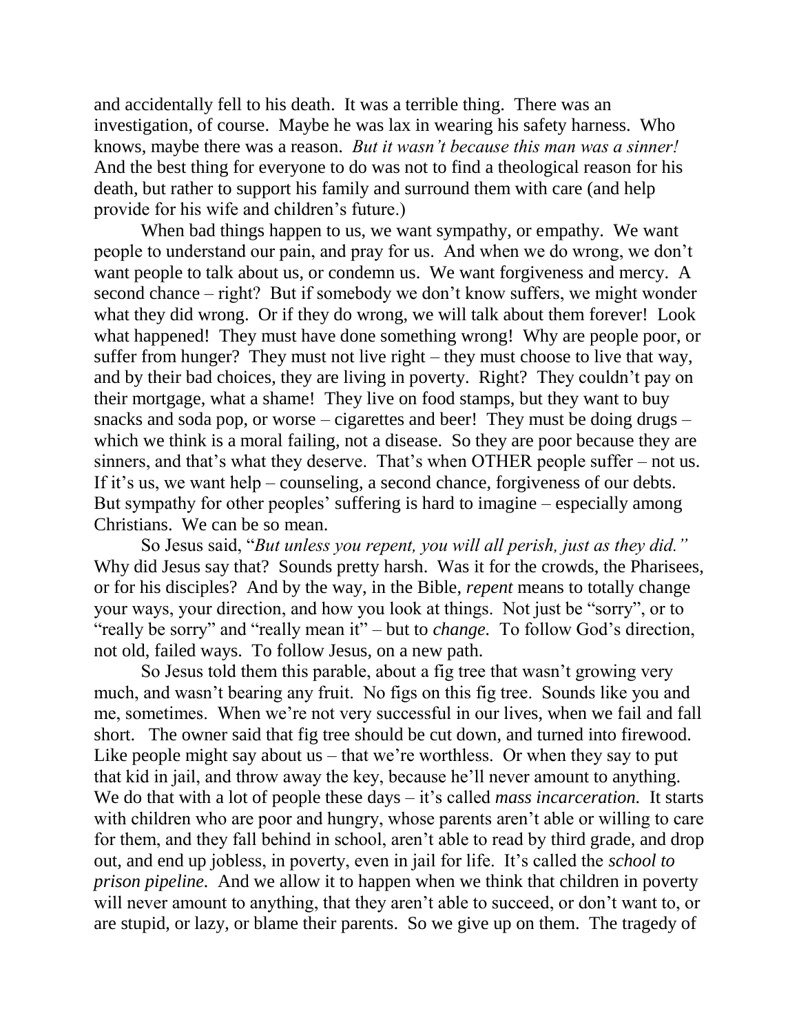and accidentally fell to his death. It was a terrible thing. There was an investigation, of course. Maybe he was lax in wearing his safety harness. Who knows, maybe there was a reason. *But it wasn't because this man was a sinner!* And the best thing for everyone to do was not to find a theological reason for his death, but rather to support his family and surround them with care (and help provide for his wife and children's future.)

When bad things happen to us, we want sympathy, or empathy. We want people to understand our pain, and pray for us. And when we do wrong, we don't want people to talk about us, or condemn us. We want forgiveness and mercy. A second chance – right? But if somebody we don't know suffers, we might wonder what they did wrong. Or if they do wrong, we will talk about them forever! Look what happened! They must have done something wrong! Why are people poor, or suffer from hunger? They must not live right – they must choose to live that way, and by their bad choices, they are living in poverty. Right? They couldn't pay on their mortgage, what a shame! They live on food stamps, but they want to buy snacks and soda pop, or worse – cigarettes and beer! They must be doing drugs – which we think is a moral failing, not a disease. So they are poor because they are sinners, and that's what they deserve. That's when OTHER people suffer – not us. If it's us, we want help – counseling, a second chance, forgiveness of our debts. But sympathy for other peoples' suffering is hard to imagine – especially among Christians. We can be so mean.

So Jesus said, "*But unless you repent, you will all perish, just as they did.*" Why did Jesus say that? Sounds pretty harsh. Was it for the crowds, the Pharisees, or for his disciples? And by the way, in the Bible, *repent* means to totally change your ways, your direction, and how you look at things. Not just be "sorry", or to "really be sorry" and "really mean it" – but to *change.* To follow God's direction, not old, failed ways. To follow Jesus, on a new path.

So Jesus told them this parable, about a fig tree that wasn't growing very much, and wasn't bearing any fruit. No figs on this fig tree. Sounds like you and me, sometimes. When we're not very successful in our lives, when we fail and fall short. The owner said that fig tree should be cut down, and turned into firewood. Like people might say about us – that we're worthless. Or when they say to put that kid in jail, and throw away the key, because he'll never amount to anything. We do that with a lot of people these days – it's called *mass incarceration.* It starts with children who are poor and hungry, whose parents aren't able or willing to care for them, and they fall behind in school, aren't able to read by third grade, and drop out, and end up jobless, in poverty, even in jail for life. It's called the *school to prison pipeline.* And we allow it to happen when we think that children in poverty will never amount to anything, that they aren't able to succeed, or don't want to, or are stupid, or lazy, or blame their parents. So we give up on them. The tragedy of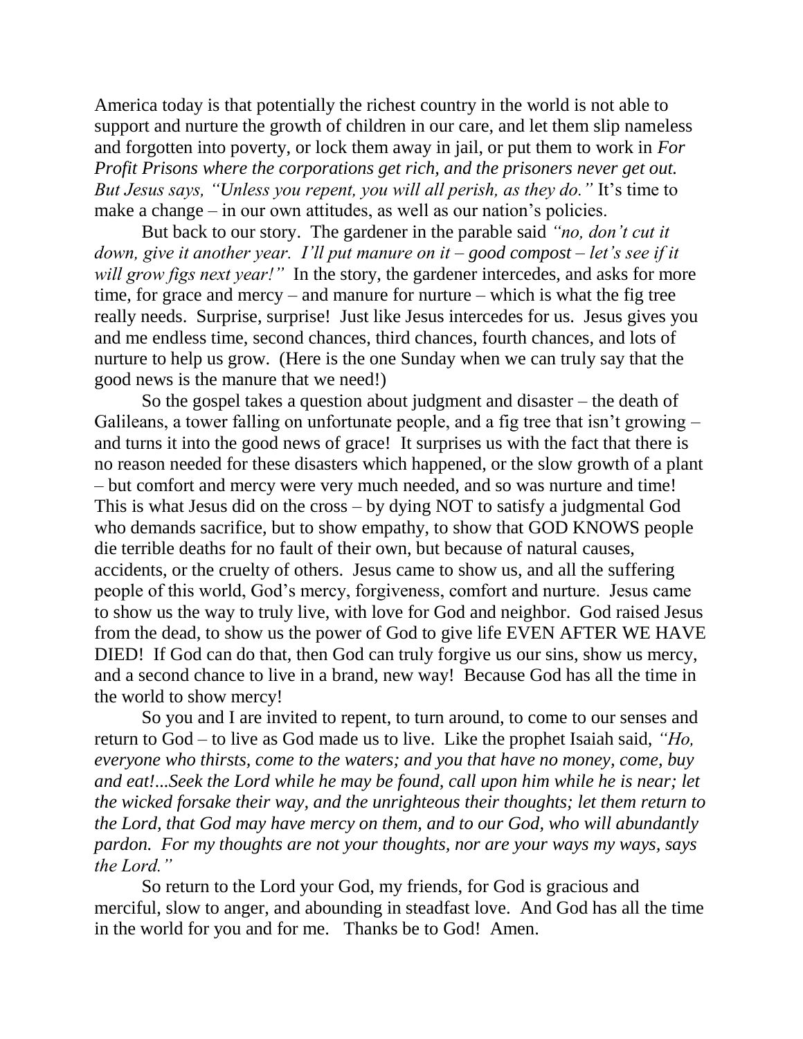America today is that potentially the richest country in the world is not able to support and nurture the growth of children in our care, and let them slip nameless and forgotten into poverty, or lock them away in jail, or put them to work in *For Profit Prisons where the corporations get rich, and the prisoners never get out. But Jesus says, "Unless you repent, you will all perish, as they do."* It's time to make a change – in our own attitudes, as well as our nation's policies.

But back to our story. The gardener in the parable said *"no, don't cut it down, give it another year. I'll put manure on it – good compost – let's see if it will grow figs next year!"* In the story, the gardener intercedes, and asks for more time, for grace and mercy – and manure for nurture – which is what the fig tree really needs. Surprise, surprise! Just like Jesus intercedes for us. Jesus gives you and me endless time, second chances, third chances, fourth chances, and lots of nurture to help us grow. (Here is the one Sunday when we can truly say that the good news is the manure that we need!)

So the gospel takes a question about judgment and disaster – the death of Galileans, a tower falling on unfortunate people, and a fig tree that isn't growing – and turns it into the good news of grace! It surprises us with the fact that there is no reason needed for these disasters which happened, or the slow growth of a plant – but comfort and mercy were very much needed, and so was nurture and time! This is what Jesus did on the cross – by dying NOT to satisfy a judgmental God who demands sacrifice, but to show empathy, to show that GOD KNOWS people die terrible deaths for no fault of their own, but because of natural causes, accidents, or the cruelty of others. Jesus came to show us, and all the suffering people of this world, God's mercy, forgiveness, comfort and nurture. Jesus came to show us the way to truly live, with love for God and neighbor. God raised Jesus from the dead, to show us the power of God to give life EVEN AFTER WE HAVE DIED! If God can do that, then God can truly forgive us our sins, show us mercy, and a second chance to live in a brand, new way! Because God has all the time in the world to show mercy!

So you and I are invited to repent, to turn around, to come to our senses and return to God – to live as God made us to live. Like the prophet Isaiah said, *"Ho, everyone who thirsts, come to the waters; and you that have no money, come, buy and eat!...Seek the Lord while he may be found, call upon him while he is near; let the wicked forsake their way, and the unrighteous their thoughts; let them return to the Lord, that God may have mercy on them, and to our God, who will abundantly pardon. For my thoughts are not your thoughts, nor are your ways my ways, says the Lord."*

So return to the Lord your God, my friends, for God is gracious and merciful, slow to anger, and abounding in steadfast love. And God has all the time in the world for you and for me. Thanks be to God! Amen.